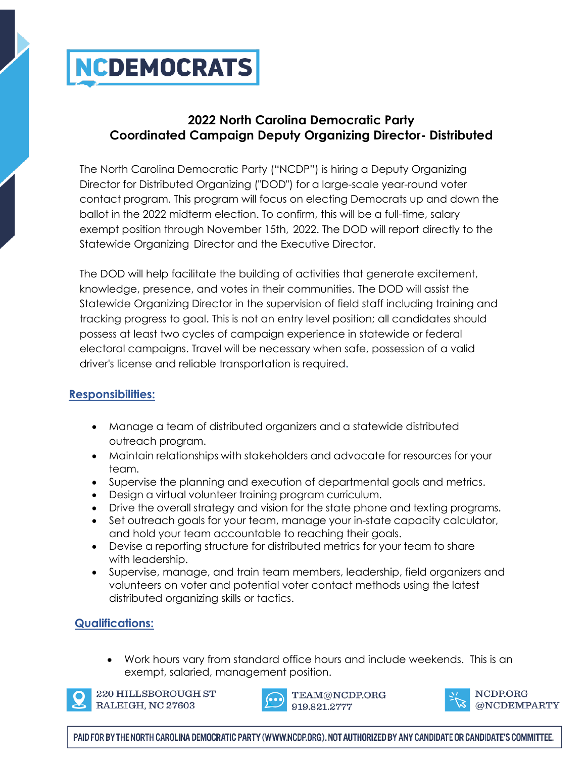NCDEMOCRATS

## 2022 North Carolina Democratic Party
## Coordinated Campaign Deputy Organizing Director- Distributed

The North Carolina Democratic Party ("NCDP") is hiring a Deputy Organizing Director for Distributed Organizing ("DOD") for a large-scale year-round voter contact program. This program will focus on electing Democrats up and down the ballot in the 2022 midterm election. To confirm, this will be a full-time, salary exempt position through November 15th, 2022. The DOD will report directly to the Statewide Organizing Director and the Executive Director.

The DOD will help facilitate the building of activities that generate excitement, knowledge, presence, and votes in their communities. The DOD will assist the Statewide Organizing Director in the supervision of field staff including training and tracking progress to goal. This is not an entry level position; all candidates should possess at least two cycles of campaign experience in statewide or federal electoral campaigns. Travel will be necessary when safe, possession of a valid driver's license and reliable transportation is required.

### Responsibilities:

- Manage a team of distributed organizers and a statewide distributed outreach program.
- Maintain relationships with stakeholders and advocate for resources for your team.
- Supervise the planning and execution of departmental goals and metrics.
- Design a virtual volunteer training program curriculum.
- Drive the overall strategy and vision for the state phone and texting programs.
- Set outreach goals for your team, manage your in-state capacity calculator, and hold your team accountable to reaching their goals.
- Devise a reporting structure for distributed metrics for your team to share with leadership.
- Supervise, manage, and train team members, leadership, field organizers and volunteers on voter and potential voter contact methods using the latest distributed organizing skills or tactics.

### Qualifications:

- Work hours vary from standard office hours and include weekends. This is an exempt, salaried, management position.

220 HILLSBOROUGH ST
RALEIGH, NC 27603

TEAM@NCDP.ORG
919.821.2777

NCDP.ORG
@NCDEMPARTY

PAID FOR BY THE NORTH CAROLINA DEMOCRATIC PARTY (WWW.NCDP.ORG). NOT AUTHORIZED BY ANY CANDIDATE OR CANDIDATE'S COMMITTEE.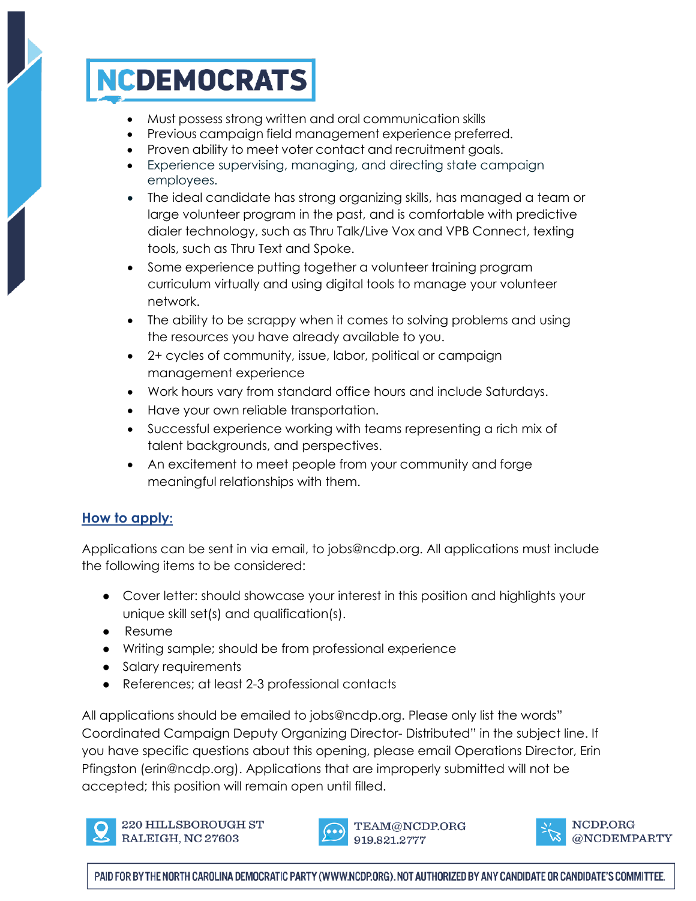- Must possess strong written and oral communication skills
- Previous campaign field management experience preferred.
- Proven ability to meet voter contact and recruitment goals.
- Experience supervising, managing, and directing state campaign employees.
- The ideal candidate has strong organizing skills, has managed a team or large volunteer program in the past, and is comfortable with predictive dialer technology, such as Thru Talk/Live Vox and VPB Connect, texting tools, such as Thru Text and Spoke.
- Some experience putting together a volunteer training program curriculum virtually and using digital tools to manage your volunteer network.
- The ability to be scrappy when it comes to solving problems and using the resources you have already available to you.
- 2+ cycles of community, issue, labor, political or campaign management experience
- Work hours vary from standard office hours and include Saturdays.
- Have your own reliable transportation.
- Successful experience working with teams representing a rich mix of talent backgrounds, and perspectives.
- An excitement to meet people from your community and forge meaningful relationships with them.

## How to apply:

Applications can be sent in via email, to jobs@ncdp.org. All applications must include the following items to be considered:

- Cover letter: should showcase your interest in this position and highlights your unique skill set(s) and qualification(s).
- Resume
- Writing sample; should be from professional experience
- Salary requirements
- References; at least 2-3 professional contacts

All applications should be emailed to jobs@ncdp.org. Please only list the words" Coordinated Campaign Deputy Organizing Director- Distributed" in the subject line. If you have specific questions about this opening, please email Operations Director, Erin Pfingston (erin@ncdp.org). Applications that are improperly submitted will not be accepted; this position will remain open until filled.

220 HILLSBOROUGH ST
RALEIGH, NC 27603

TEAM@NCDP.ORG
919.821.2777

NCDP.ORG
@NCDEMPARTY

PAID FOR BY THE NORTH CAROLINA DEMOCRATIC PARTY (WWW.NCDP.ORG). NOT AUTHORIZED BY ANY CANDIDATE OR CANDIDATE'S COMMITTEE.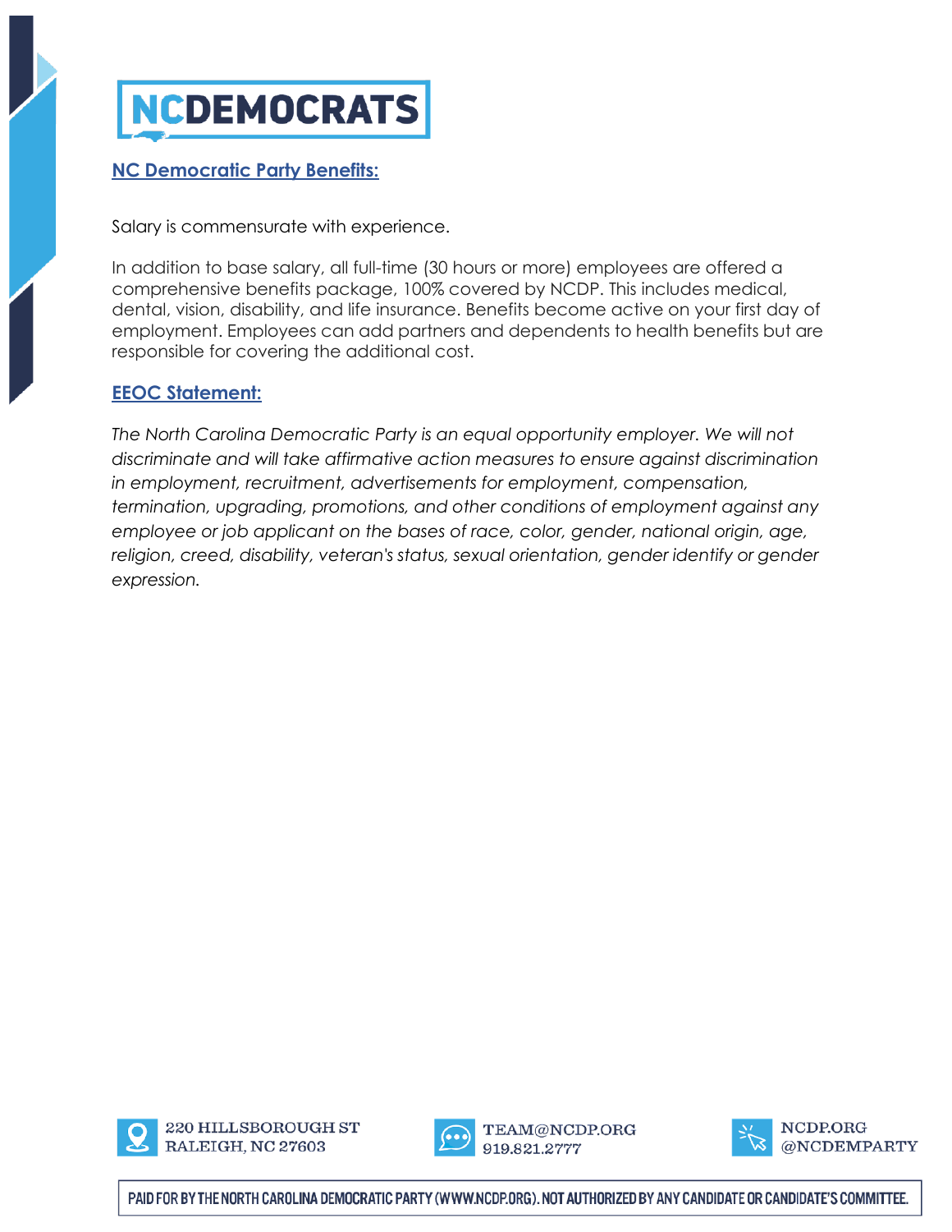**NC Democratic Party Benefits:**

Salary is commensurate with experience.

In addition to base salary, all full-time (30 hours or more) employees are offered a comprehensive benefits package, 100% covered by NCDP. This includes medical, dental, vision, disability, and life insurance. Benefits become active on your first day of employment. Employees can add partners and dependents to health benefits but are responsible for covering the additional cost.

**EEOC Statement:**

*The North Carolina Democratic Party is an equal opportunity employer. We will not discriminate and will take affirmative action measures to ensure against discrimination in employment, recruitment, advertisements for employment, compensation, termination, upgrading, promotions, and other conditions of employment against any employee or job applicant on the bases of race, color, gender, national origin, age, religion, creed, disability, veteran's status, sexual orientation, gender identify or gender expression.*

220 HILLSBOROUGH ST
RALEIGH, NC 27603

TEAM@NCDP.ORG
919.821.2777

NCDP.ORG
@NCDEMPARTY

PAID FOR BY THE NORTH CAROLINA DEMOCRATIC PARTY (WWW.NCDP.ORG). NOT AUTHORIZED BY ANY CANDIDATE OR CANDIDATE'S COMMITTEE.